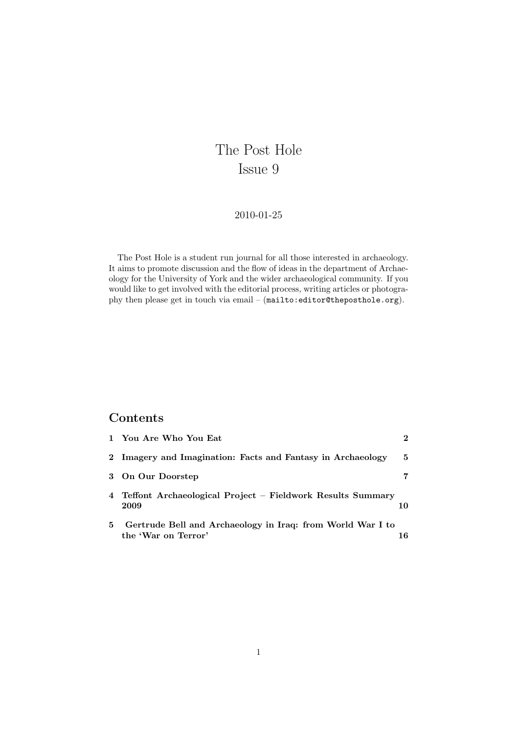# The Post Hole
## Issue 9

2010-01-25

The Post Hole is a student run journal for all those interested in archaeology. It aims to promote discussion and the flow of ideas in the department of Archaeology for the University of York and the wider archaeological community. If you would like to get involved with the editorial process, writing articles or photography then please get in touch via email – (`mailto:editor@theposthole.org`).

## Contents

| | | |
|---|---|---|
| **1** | **You Are Who You Eat** | **2** |
| **2** | **Imagery and Imagination: Facts and Fantasy in Archaeology** | **5** |
| **3** | **On Our Doorstep** | **7** |
| **4** | **Teffont Archaeological Project – Fieldwork Results Summary 2009** | **10** |
| **5** | **Gertrude Bell and Archaeology in Iraq: from World War I to the 'War on Terror'** | **16** |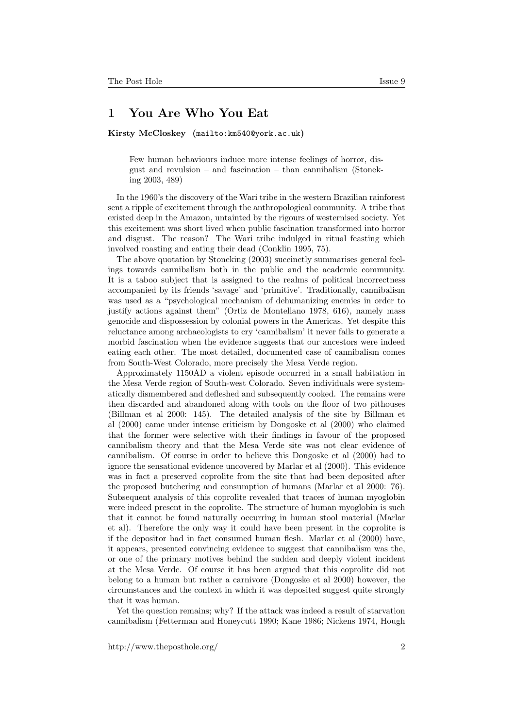# 1 You Are Who You Eat

**Kirsty McCloskey** (mailto:km540@york.ac.uk)

> Few human behaviours induce more intense feelings of horror, disgust and revulsion – and fascination – than cannibalism (Stoneking 2003, 489)

In the 1960's the discovery of the Wari tribe in the western Brazilian rainforest sent a ripple of excitement through the anthropological community. A tribe that existed deep in the Amazon, untainted by the rigours of westernised society. Yet this excitement was short lived when public fascination transformed into horror and disgust. The reason? The Wari tribe indulged in ritual feasting which involved roasting and eating their dead (Conklin 1995, 75).

The above quotation by Stoneking (2003) succinctly summarises general feelings towards cannibalism both in the public and the academic community. It is a taboo subject that is assigned to the realms of political incorrectness accompanied by its friends 'savage' and 'primitive'. Traditionally, cannibalism was used as a "psychological mechanism of dehumanizing enemies in order to justify actions against them" (Ortiz de Montellano 1978, 616), namely mass genocide and dispossession by colonial powers in the Americas. Yet despite this reluctance among archaeologists to cry 'cannibalism' it never fails to generate a morbid fascination when the evidence suggests that our ancestors were indeed eating each other. The most detailed, documented case of cannibalism comes from South-West Colorado, more precisely the Mesa Verde region.

Approximately 1150AD a violent episode occurred in a small habitation in the Mesa Verde region of South-west Colorado. Seven individuals were systematically dismembered and defleshed and subsequently cooked. The remains were then discarded and abandoned along with tools on the floor of two pithouses (Billman et al 2000: 145). The detailed analysis of the site by Billman et al (2000) came under intense criticism by Dongoske et al (2000) who claimed that the former were selective with their findings in favour of the proposed cannibalism theory and that the Mesa Verde site was not clear evidence of cannibalism. Of course in order to believe this Dongoske et al (2000) had to ignore the sensational evidence uncovered by Marlar et al (2000). This evidence was in fact a preserved coprolite from the site that had been deposited after the proposed butchering and consumption of humans (Marlar et al 2000: 76). Subsequent analysis of this coprolite revealed that traces of human myoglobin were indeed present in the coprolite. The structure of human myoglobin is such that it cannot be found naturally occurring in human stool material (Marlar et al). Therefore the only way it could have been present in the coprolite is if the depositor had in fact consumed human flesh. Marlar et al (2000) have, it appears, presented convincing evidence to suggest that cannibalism was the, or one of the primary motives behind the sudden and deeply violent incident at the Mesa Verde. Of course it has been argued that this coprolite did not belong to a human but rather a carnivore (Dongoske et al 2000) however, the circumstances and the context in which it was deposited suggest quite strongly that it was human.

Yet the question remains; why? If the attack was indeed a result of starvation cannibalism (Fetterman and Honeycutt 1990; Kane 1986; Nickens 1974, Hough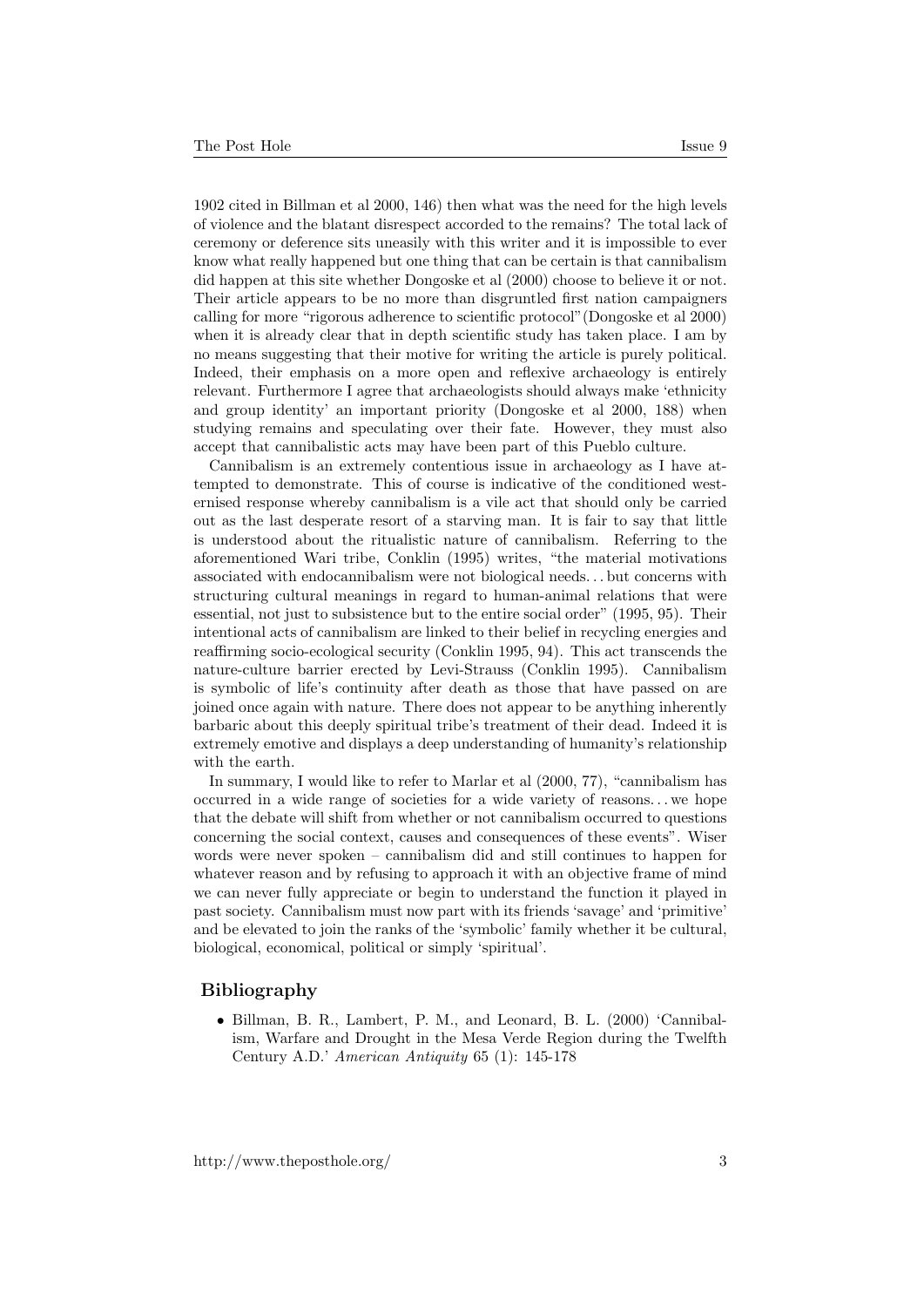1902 cited in Billman et al 2000, 146) then what was the need for the high levels of violence and the blatant disrespect accorded to the remains? The total lack of ceremony or deference sits uneasily with this writer and it is impossible to ever know what really happened but one thing that can be certain is that cannibalism did happen at this site whether Dongoske et al (2000) choose to believe it or not. Their article appears to be no more than disgruntled first nation campaigners calling for more "rigorous adherence to scientific protocol"(Dongoske et al 2000) when it is already clear that in depth scientific study has taken place. I am by no means suggesting that their motive for writing the article is purely political. Indeed, their emphasis on a more open and reflexive archaeology is entirely relevant. Furthermore I agree that archaeologists should always make 'ethnicity and group identity' an important priority (Dongoske et al 2000, 188) when studying remains and speculating over their fate. However, they must also accept that cannibalistic acts may have been part of this Pueblo culture.

Cannibalism is an extremely contentious issue in archaeology as I have attempted to demonstrate. This of course is indicative of the conditioned westernised response whereby cannibalism is a vile act that should only be carried out as the last desperate resort of a starving man. It is fair to say that little is understood about the ritualistic nature of cannibalism. Referring to the aforementioned Wari tribe, Conklin (1995) writes, "the material motivations associated with endocannibalism were not biological needs... but concerns with structuring cultural meanings in regard to human-animal relations that were essential, not just to subsistence but to the entire social order" (1995, 95). Their intentional acts of cannibalism are linked to their belief in recycling energies and reaffirming socio-ecological security (Conklin 1995, 94). This act transcends the nature-culture barrier erected by Levi-Strauss (Conklin 1995). Cannibalism is symbolic of life's continuity after death as those that have passed on are joined once again with nature. There does not appear to be anything inherently barbaric about this deeply spiritual tribe's treatment of their dead. Indeed it is extremely emotive and displays a deep understanding of humanity's relationship with the earth.

In summary, I would like to refer to Marlar et al (2000, 77), "cannibalism has occurred in a wide range of societies for a wide variety of reasons... we hope that the debate will shift from whether or not cannibalism occurred to questions concerning the social context, causes and consequences of these events". Wiser words were never spoken – cannibalism did and still continues to happen for whatever reason and by refusing to approach it with an objective frame of mind we can never fully appreciate or begin to understand the function it played in past society. Cannibalism must now part with its friends 'savage' and 'primitive' and be elevated to join the ranks of the 'symbolic' family whether it be cultural, biological, economical, political or simply 'spiritual'.

## Bibliography

- Billman, B. R., Lambert, P. M., and Leonard, B. L. (2000) 'Cannibalism, Warfare and Drought in the Mesa Verde Region during the Twelfth Century A.D.' *American Antiquity* 65 (1): 145-178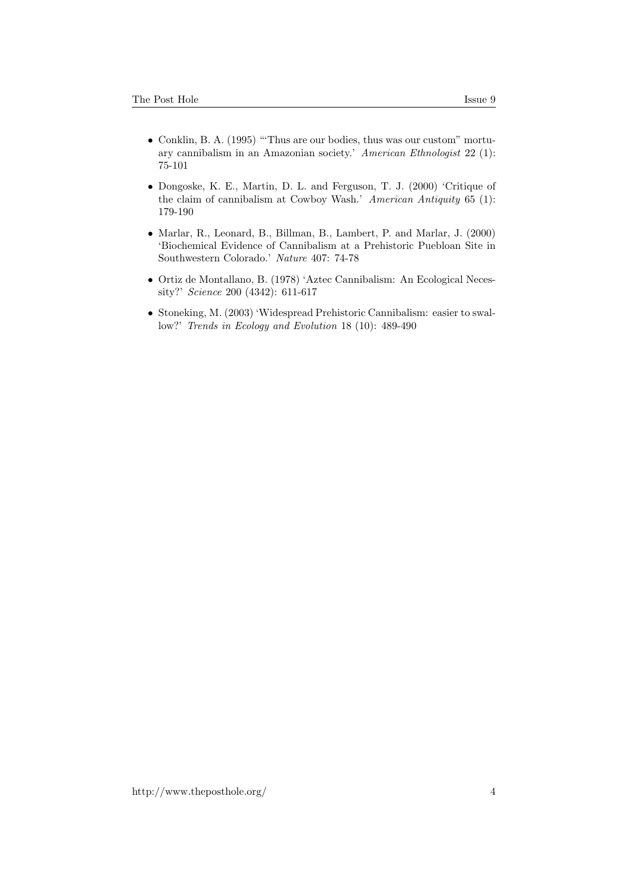- Conklin, B. A. (1995) '"Thus are our bodies, thus was our custom" mortuary cannibalism in an Amazonian society.' *American Ethnologist* 22 (1): 75-101

- Dongoske, K. E., Martin, D. L. and Ferguson, T. J. (2000) 'Critique of the claim of cannibalism at Cowboy Wash.' *American Antiquity* 65 (1): 179-190

- Marlar, R., Leonard, B., Billman, B., Lambert, P. and Marlar, J. (2000) 'Biochemical Evidence of Cannibalism at a Prehistoric Puebloan Site in Southwestern Colorado.' *Nature* 407: 74-78

- Ortiz de Montallano, B. (1978) 'Aztec Cannibalism: An Ecological Necessity?' *Science* 200 (4342): 611-617

- Stoneking, M. (2003) 'Widespread Prehistoric Cannibalism: easier to swallow?' *Trends in Ecology and Evolution* 18 (10): 489-490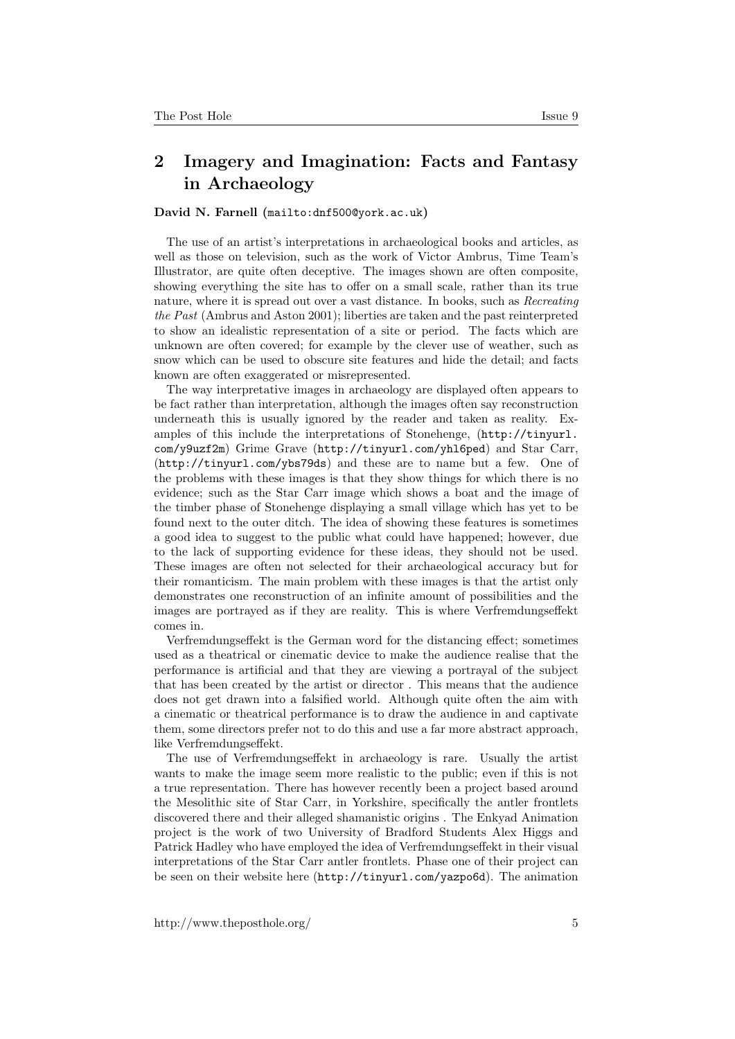## 2 Imagery and Imagination: Facts and Fantasy in Archaeology

**David N. Farnell** (mailto:dnf500@york.ac.uk)

The use of an artist's interpretations in archaeological books and articles, as well as those on television, such as the work of Victor Ambrus, Time Team's Illustrator, are quite often deceptive. The images shown are often composite, showing everything the site has to offer on a small scale, rather than its true nature, where it is spread out over a vast distance. In books, such as *Recreating the Past* (Ambrus and Aston 2001); liberties are taken and the past reinterpreted to show an idealistic representation of a site or period. The facts which are unknown are often covered; for example by the clever use of weather, such as snow which can be used to obscure site features and hide the detail; and facts known are often exaggerated or misrepresented.

The way interpretative images in archaeology are displayed often appears to be fact rather than interpretation, although the images often say reconstruction underneath this is usually ignored by the reader and taken as reality. Examples of this include the interpretations of Stonehenge, (http://tinyurl.com/y9uzf2m) Grime Grave (http://tinyurl.com/yhl6ped) and Star Carr, (http://tinyurl.com/ybs79ds) and these are to name but a few. One of the problems with these images is that they show things for which there is no evidence; such as the Star Carr image which shows a boat and the image of the timber phase of Stonehenge displaying a small village which has yet to be found next to the outer ditch. The idea of showing these features is sometimes a good idea to suggest to the public what could have happened; however, due to the lack of supporting evidence for these ideas, they should not be used. These images are often not selected for their archaeological accuracy but for their romanticism. The main problem with these images is that the artist only demonstrates one reconstruction of an infinite amount of possibilities and the images are portrayed as if they are reality. This is where Verfremdungseffekt comes in.

Verfremdungseffekt is the German word for the distancing effect; sometimes used as a theatrical or cinematic device to make the audience realise that the performance is artificial and that they are viewing a portrayal of the subject that has been created by the artist or director . This means that the audience does not get drawn into a falsified world. Although quite often the aim with a cinematic or theatrical performance is to draw the audience in and captivate them, some directors prefer not to do this and use a far more abstract approach, like Verfremdungseffekt.

The use of Verfremdungseffekt in archaeology is rare. Usually the artist wants to make the image seem more realistic to the public; even if this is not a true representation. There has however recently been a project based around the Mesolithic site of Star Carr, in Yorkshire, specifically the antler frontlets discovered there and their alleged shamanistic origins . The Enkyad Animation project is the work of two University of Bradford Students Alex Higgs and Patrick Hadley who have employed the idea of Verfremdungseffekt in their visual interpretations of the Star Carr antler frontlets. Phase one of their project can be seen on their website here (http://tinyurl.com/yazpo6d). The animation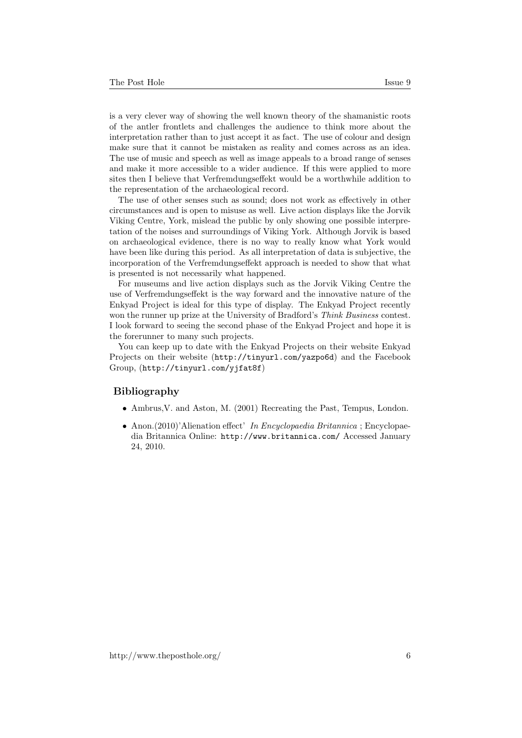is a very clever way of showing the well known theory of the shamanistic roots of the antler frontlets and challenges the audience to think more about the interpretation rather than to just accept it as fact. The use of colour and design make sure that it cannot be mistaken as reality and comes across as an idea. The use of music and speech as well as image appeals to a broad range of senses and make it more accessible to a wider audience. If this were applied to more sites then I believe that Verfremdungseffekt would be a worthwhile addition to the representation of the archaeological record.

The use of other senses such as sound; does not work as effectively in other circumstances and is open to misuse as well. Live action displays like the Jorvik Viking Centre, York, mislead the public by only showing one possible interpretation of the noises and surroundings of Viking York. Although Jorvik is based on archaeological evidence, there is no way to really know what York would have been like during this period. As all interpretation of data is subjective, the incorporation of the Verfremdungseffekt approach is needed to show that what is presented is not necessarily what happened.

For museums and live action displays such as the Jorvik Viking Centre the use of Verfremdungseffekt is the way forward and the innovative nature of the Enkyad Project is ideal for this type of display. The Enkyad Project recently won the runner up prize at the University of Bradford's *Think Business* contest. I look forward to seeing the second phase of the Enkyad Project and hope it is the forerunner to many such projects.

You can keep up to date with the Enkyad Projects on their website Enkyad Projects on their website (`http://tinyurl.com/yazpo6d`) and the Facebook Group, (`http://tinyurl.com/yjfat8f`)

## Bibliography

- Ambrus,V. and Aston, M. (2001) Recreating the Past, Tempus, London.
- Anon.(2010)'Alienation effect' *In Encyclopaedia Britannica* ; Encyclopaedia Britannica Online: `http://www.britannica.com/` Accessed January 24, 2010.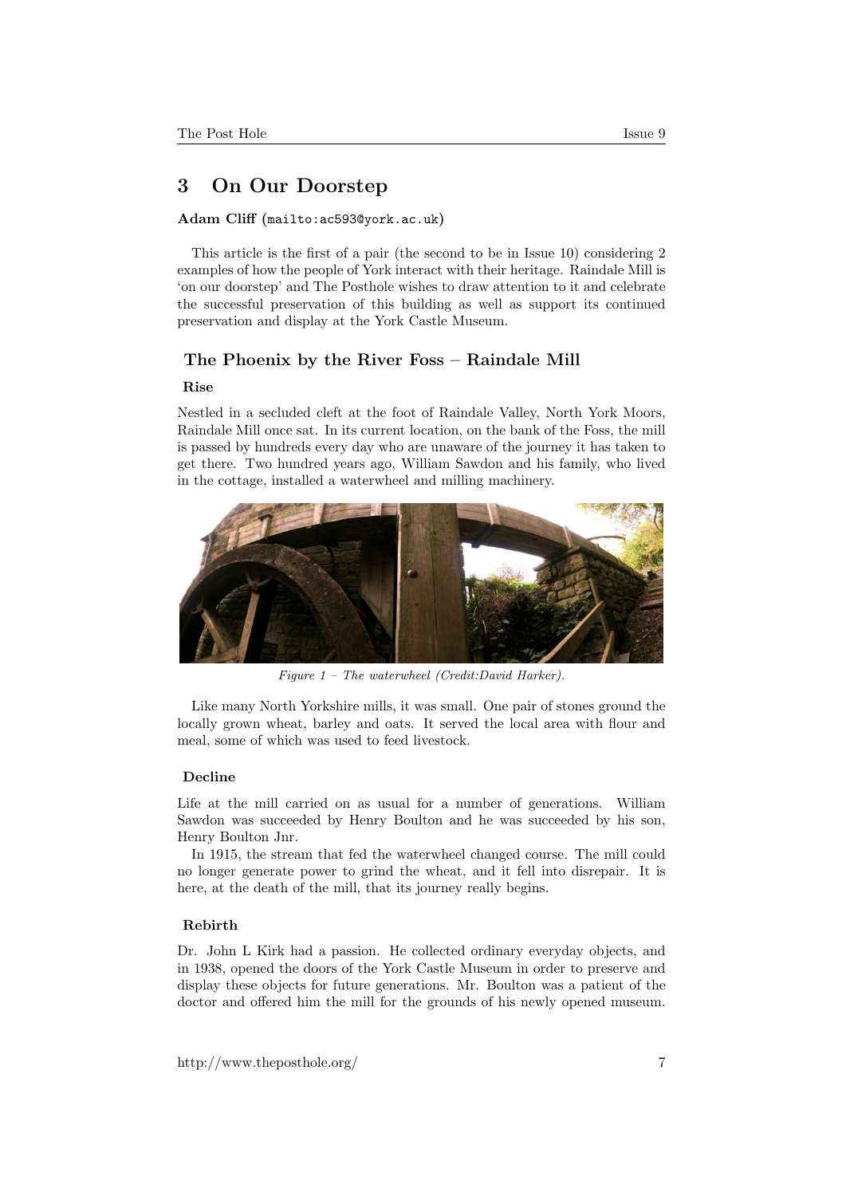# 3 On Our Doorstep

**Adam Cliff** (mailto:ac593@york.ac.uk)

This article is the first of a pair (the second to be in Issue 10) considering 2 examples of how the people of York interact with their heritage. Raindale Mill is 'on our doorstep' and The Posthole wishes to draw attention to it and celebrate the successful preservation of this building as well as support its continued preservation and display at the York Castle Museum.

## The Phoenix by the River Foss – Raindale Mill

### Rise

Nestled in a secluded cleft at the foot of Raindale Valley, North York Moors, Raindale Mill once sat. In its current location, on the bank of the Foss, the mill is passed by hundreds every day who are unaware of the journey it has taken to get there. Two hundred years ago, William Sawdon and his family, who lived in the cottage, installed a waterwheel and milling machinery.

*Figure 1 – The waterwheel (Credit:David Harker).*

Like many North Yorkshire mills, it was small. One pair of stones ground the locally grown wheat, barley and oats. It served the local area with flour and meal, some of which was used to feed livestock.

### Decline

Life at the mill carried on as usual for a number of generations. William Sawdon was succeeded by Henry Boulton and he was succeeded by his son, Henry Boulton Jnr.

In 1915, the stream that fed the waterwheel changed course. The mill could no longer generate power to grind the wheat, and it fell into disrepair. It is here, at the death of the mill, that its journey really begins.

### Rebirth

Dr. John L Kirk had a passion. He collected ordinary everyday objects, and in 1938, opened the doors of the York Castle Museum in order to preserve and display these objects for future generations. Mr. Boulton was a patient of the doctor and offered him the mill for the grounds of his newly opened museum.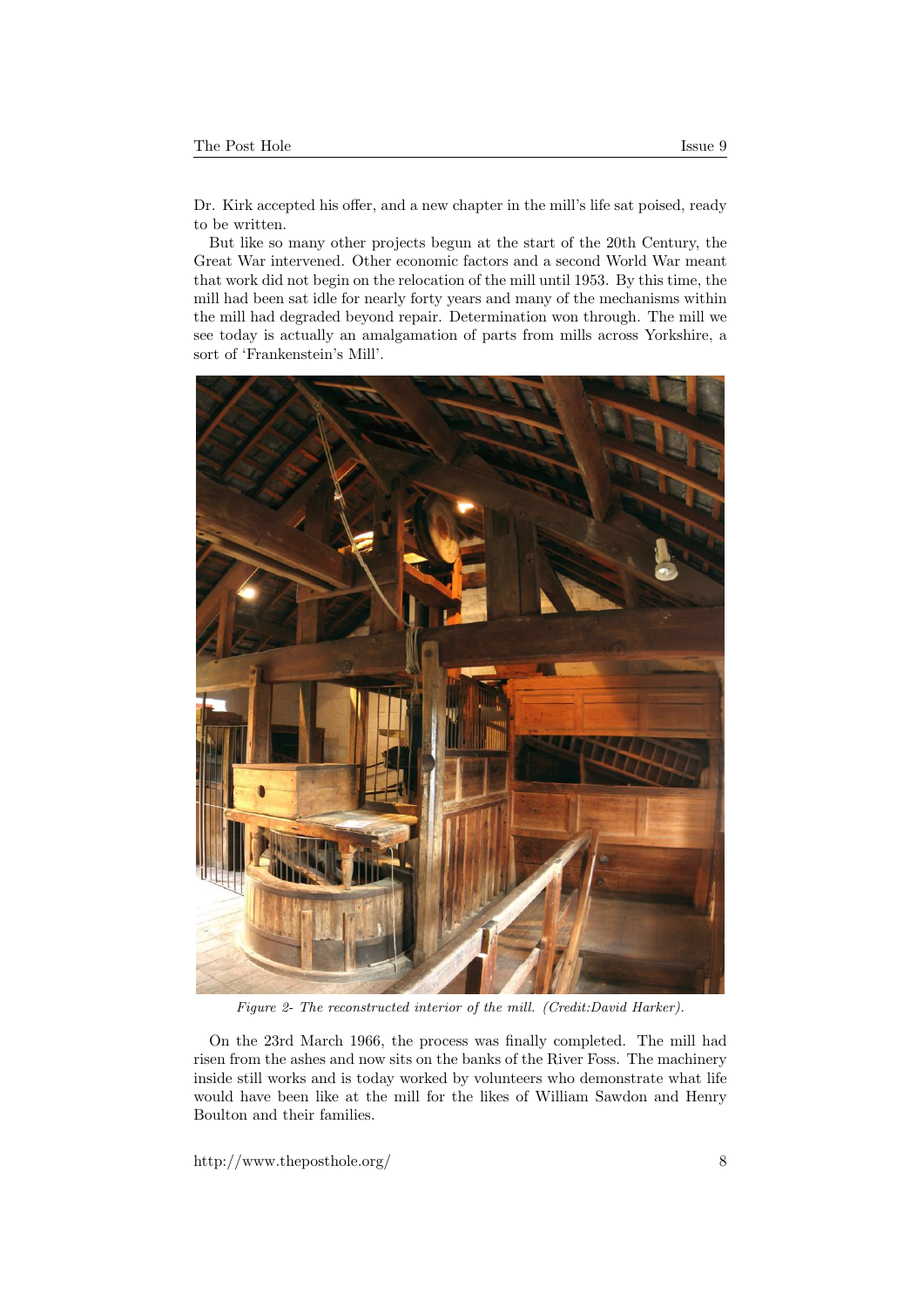Dr. Kirk accepted his offer, and a new chapter in the mill's life sat poised, ready to be written.

But like so many other projects begun at the start of the 20th Century, the Great War intervened. Other economic factors and a second World War meant that work did not begin on the relocation of the mill until 1953. By this time, the mill had been sat idle for nearly forty years and many of the mechanisms within the mill had degraded beyond repair. Determination won through. The mill we see today is actually an amalgamation of parts from mills across Yorkshire, a sort of 'Frankenstein's Mill'.

*Figure 2- The reconstructed interior of the mill. (Credit:David Harker).*

On the 23rd March 1966, the process was finally completed. The mill had risen from the ashes and now sits on the banks of the River Foss. The machinery inside still works and is today worked by volunteers who demonstrate what life would have been like at the mill for the likes of William Sawdon and Henry Boulton and their families.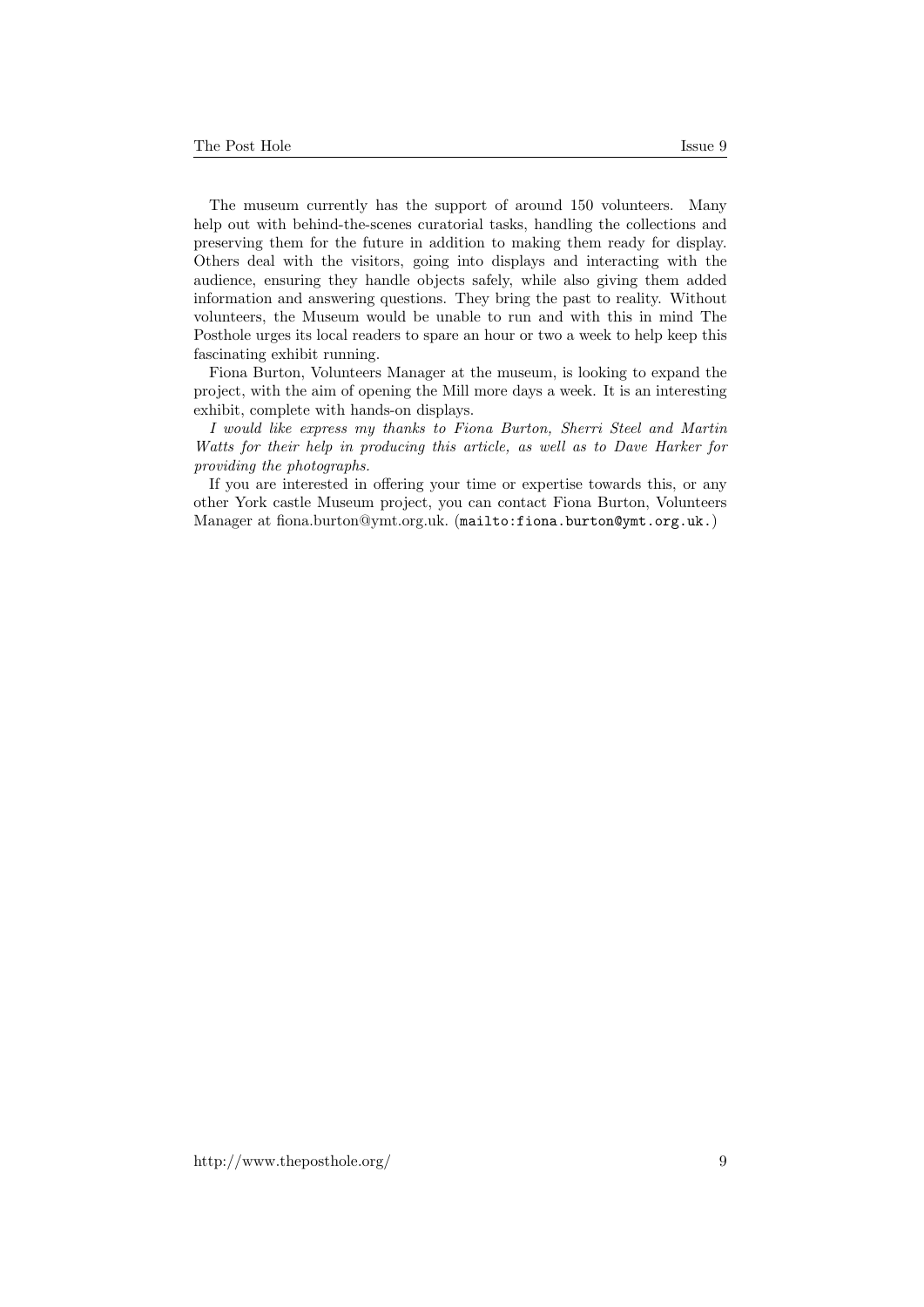The museum currently has the support of around 150 volunteers. Many help out with behind-the-scenes curatorial tasks, handling the collections and preserving them for the future in addition to making them ready for display. Others deal with the visitors, going into displays and interacting with the audience, ensuring they handle objects safely, while also giving them added information and answering questions. They bring the past to reality. Without volunteers, the Museum would be unable to run and with this in mind The Posthole urges its local readers to spare an hour or two a week to help keep this fascinating exhibit running.

Fiona Burton, Volunteers Manager at the museum, is looking to expand the project, with the aim of opening the Mill more days a week. It is an interesting exhibit, complete with hands-on displays.

*I would like express my thanks to Fiona Burton, Sherri Steel and Martin Watts for their help in producing this article, as well as to Dave Harker for providing the photographs.*

If you are interested in offering your time or expertise towards this, or any other York castle Museum project, you can contact Fiona Burton, Volunteers Manager at fiona.burton@ymt.org.uk. (`mailto:fiona.burton@ymt.org.uk.`)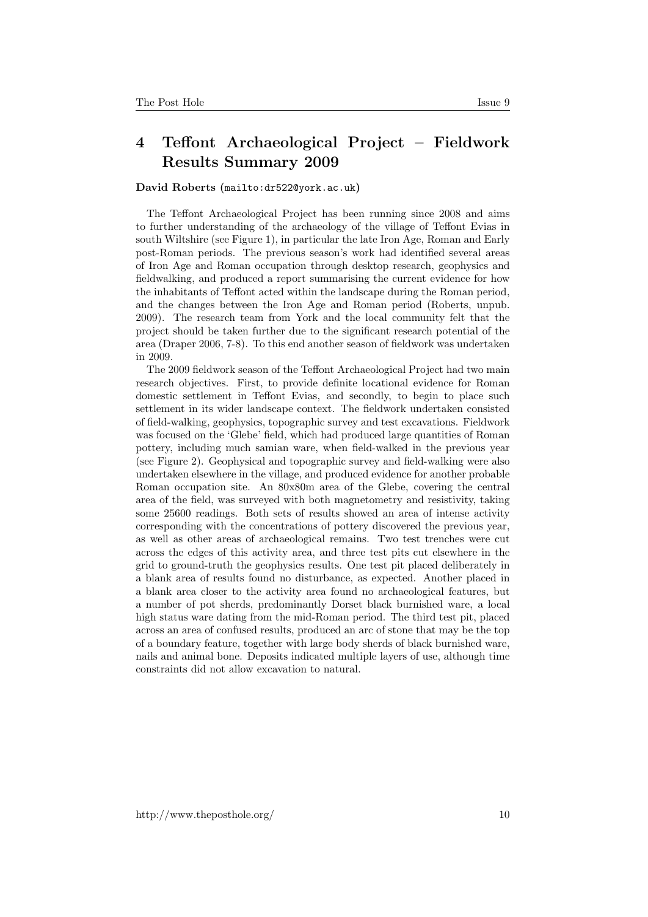## 4 Teffont Archaeological Project – Fieldwork Results Summary 2009

**David Roberts** (mailto:dr522@york.ac.uk)

The Teffont Archaeological Project has been running since 2008 and aims to further understanding of the archaeology of the village of Teffont Evias in south Wiltshire (see Figure 1), in particular the late Iron Age, Roman and Early post-Roman periods. The previous season's work had identified several areas of Iron Age and Roman occupation through desktop research, geophysics and fieldwalking, and produced a report summarising the current evidence for how the inhabitants of Teffont acted within the landscape during the Roman period, and the changes between the Iron Age and Roman period (Roberts, unpub. 2009). The research team from York and the local community felt that the project should be taken further due to the significant research potential of the area (Draper 2006, 7-8). To this end another season of fieldwork was undertaken in 2009.

The 2009 fieldwork season of the Teffont Archaeological Project had two main research objectives. First, to provide definite locational evidence for Roman domestic settlement in Teffont Evias, and secondly, to begin to place such settlement in its wider landscape context. The fieldwork undertaken consisted of field-walking, geophysics, topographic survey and test excavations. Fieldwork was focused on the 'Glebe' field, which had produced large quantities of Roman pottery, including much samian ware, when field-walked in the previous year (see Figure 2). Geophysical and topographic survey and field-walking were also undertaken elsewhere in the village, and produced evidence for another probable Roman occupation site. An 80x80m area of the Glebe, covering the central area of the field, was surveyed with both magnetometry and resistivity, taking some 25600 readings. Both sets of results showed an area of intense activity corresponding with the concentrations of pottery discovered the previous year, as well as other areas of archaeological remains. Two test trenches were cut across the edges of this activity area, and three test pits cut elsewhere in the grid to ground-truth the geophysics results. One test pit placed deliberately in a blank area of results found no disturbance, as expected. Another placed in a blank area closer to the activity area found no archaeological features, but a number of pot sherds, predominantly Dorset black burnished ware, a local high status ware dating from the mid-Roman period. The third test pit, placed across an area of confused results, produced an arc of stone that may be the top of a boundary feature, together with large body sherds of black burnished ware, nails and animal bone. Deposits indicated multiple layers of use, although time constraints did not allow excavation to natural.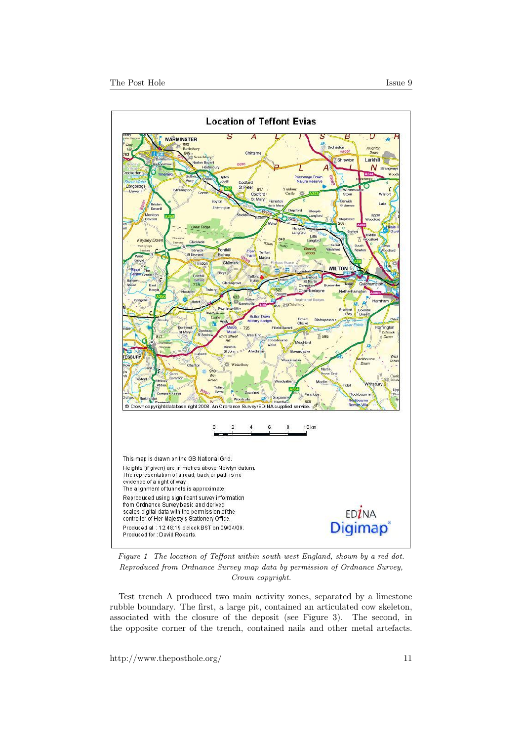*Figure 1 The location of Teffont within south-west England, shown by a red dot. Reproduced from Ordnance Survey map data by permission of Ordnance Survey, Crown copyright.*

Test trench A produced two main activity zones, separated by a limestone rubble boundary. The first, a large pit, contained an articulated cow skeleton, associated with the closure of the deposit (see Figure 3). The second, in the opposite corner of the trench, contained nails and other metal artefacts.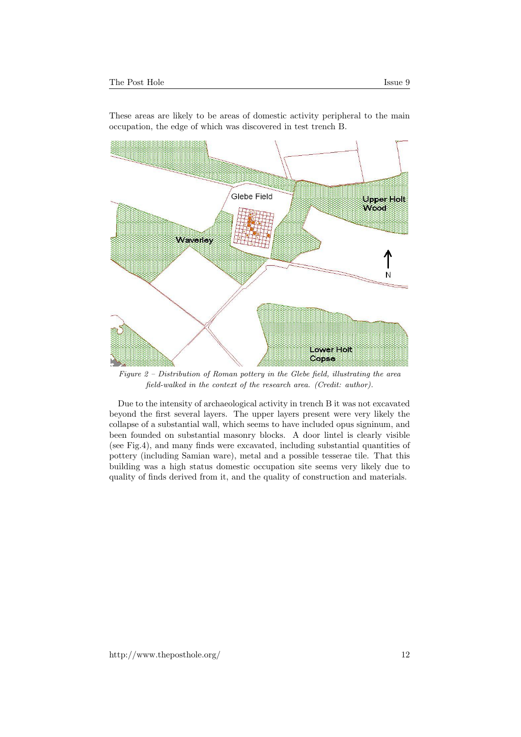These areas are likely to be areas of domestic activity peripheral to the main occupation, the edge of which was discovered in test trench B.

*Figure 2 – Distribution of Roman pottery in the Glebe field, illustrating the area field-walked in the context of the research area. (Credit: author).*

Due to the intensity of archaeological activity in trench B it was not excavated beyond the first several layers. The upper layers present were very likely the collapse of a substantial wall, which seems to have included opus signinum, and been founded on substantial masonry blocks. A door lintel is clearly visible (see Fig.4), and many finds were excavated, including substantial quantities of pottery (including Samian ware), metal and a possible tesserae tile. That this building was a high status domestic occupation site seems very likely due to quality of finds derived from it, and the quality of construction and materials.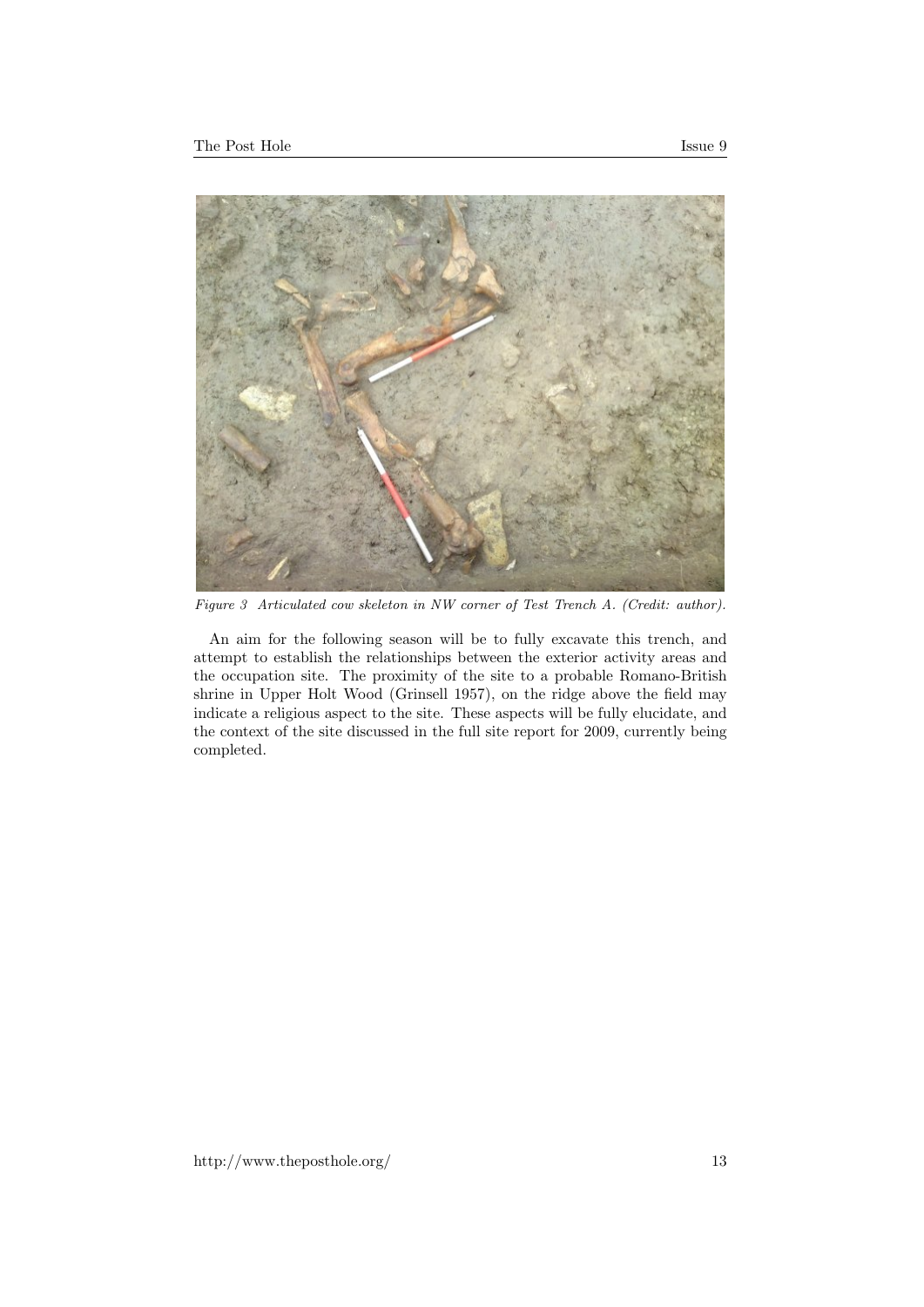*Figure 3 Articulated cow skeleton in NW corner of Test Trench A. (Credit: author).*

An aim for the following season will be to fully excavate this trench, and attempt to establish the relationships between the exterior activity areas and the occupation site. The proximity of the site to a probable Romano-British shrine in Upper Holt Wood (Grinsell 1957), on the ridge above the field may indicate a religious aspect to the site. These aspects will be fully elucidate, and the context of the site discussed in the full site report for 2009, currently being completed.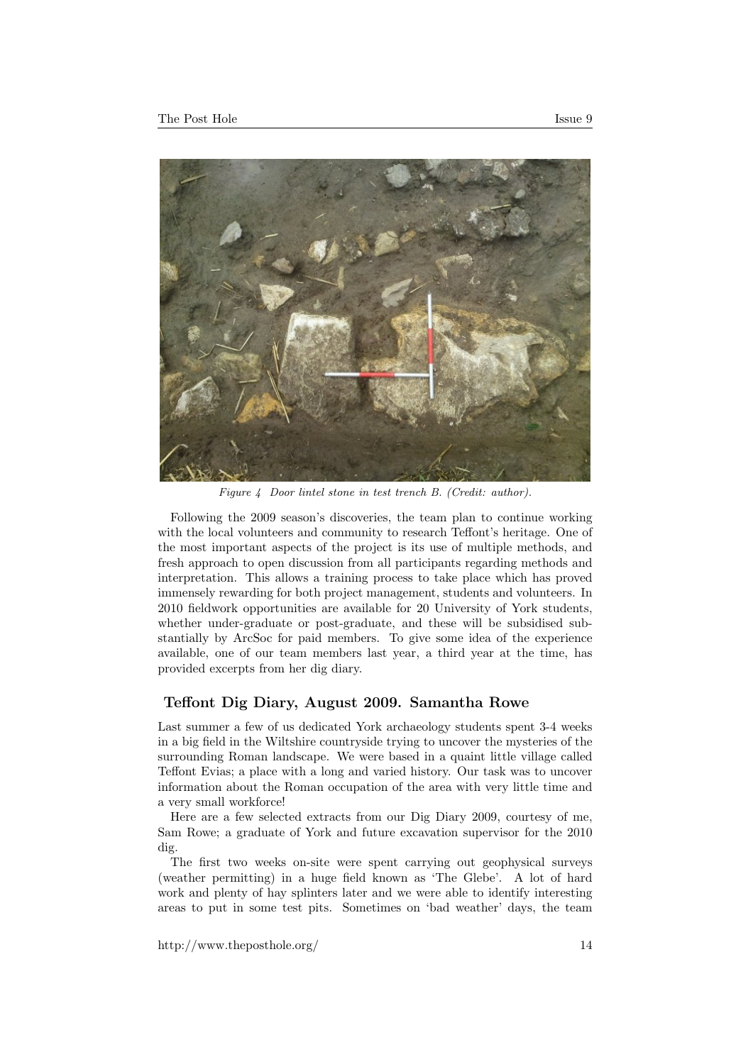*Figure 4 Door lintel stone in test trench B. (Credit: author).*

Following the 2009 season's discoveries, the team plan to continue working with the local volunteers and community to research Teffont's heritage. One of the most important aspects of the project is its use of multiple methods, and fresh approach to open discussion from all participants regarding methods and interpretation. This allows a training process to take place which has proved immensely rewarding for both project management, students and volunteers. In 2010 fieldwork opportunities are available for 20 University of York students, whether under-graduate or post-graduate, and these will be subsidised substantially by ArcSoc for paid members. To give some idea of the experience available, one of our team members last year, a third year at the time, has provided excerpts from her dig diary.

## Teffont Dig Diary, August 2009. Samantha Rowe

Last summer a few of us dedicated York archaeology students spent 3-4 weeks in a big field in the Wiltshire countryside trying to uncover the mysteries of the surrounding Roman landscape. We were based in a quaint little village called Teffont Evias; a place with a long and varied history. Our task was to uncover information about the Roman occupation of the area with very little time and a very small workforce!

Here are a few selected extracts from our Dig Diary 2009, courtesy of me, Sam Rowe; a graduate of York and future excavation supervisor for the 2010 dig.

The first two weeks on-site were spent carrying out geophysical surveys (weather permitting) in a huge field known as 'The Glebe'. A lot of hard work and plenty of hay splinters later and we were able to identify interesting areas to put in some test pits. Sometimes on 'bad weather' days, the team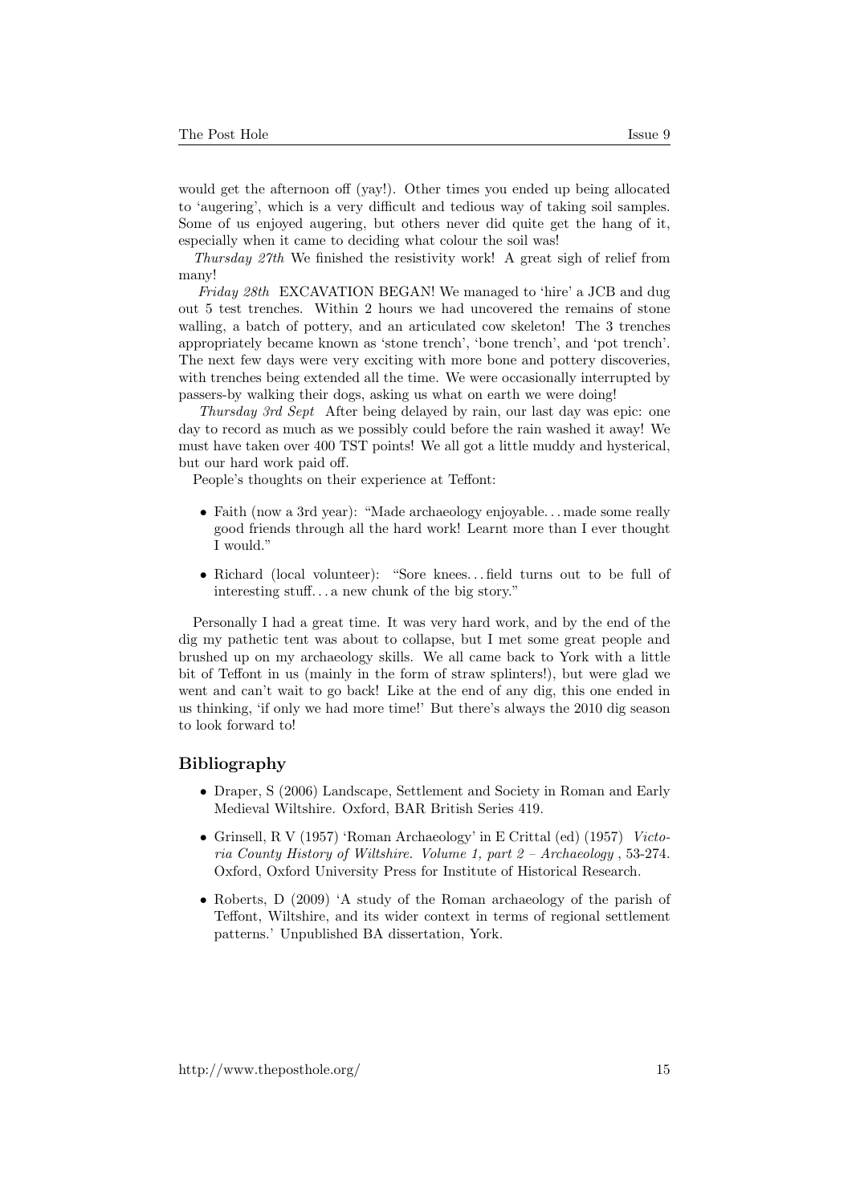would get the afternoon off (yay!). Other times you ended up being allocated to 'augering', which is a very difficult and tedious way of taking soil samples. Some of us enjoyed augering, but others never did quite get the hang of it, especially when it came to deciding what colour the soil was!

*Thursday 27th* We finished the resistivity work! A great sigh of relief from many!

*Friday 28th* EXCAVATION BEGAN! We managed to 'hire' a JCB and dug out 5 test trenches. Within 2 hours we had uncovered the remains of stone walling, a batch of pottery, and an articulated cow skeleton! The 3 trenches appropriately became known as 'stone trench', 'bone trench', and 'pot trench'. The next few days were very exciting with more bone and pottery discoveries, with trenches being extended all the time. We were occasionally interrupted by passers-by walking their dogs, asking us what on earth we were doing!

*Thursday 3rd Sept* After being delayed by rain, our last day was epic: one day to record as much as we possibly could before the rain washed it away! We must have taken over 400 TST points! We all got a little muddy and hysterical, but our hard work paid off.

People's thoughts on their experience at Teffont:

- Faith (now a 3rd year): "Made archaeology enjoyable... made some really good friends through all the hard work! Learnt more than I ever thought I would."
- Richard (local volunteer): "Sore knees... field turns out to be full of interesting stuff... a new chunk of the big story."

Personally I had a great time. It was very hard work, and by the end of the dig my pathetic tent was about to collapse, but I met some great people and brushed up on my archaeology skills. We all came back to York with a little bit of Teffont in us (mainly in the form of straw splinters!), but were glad we went and can't wait to go back! Like at the end of any dig, this one ended in us thinking, 'if only we had more time!' But there's always the 2010 dig season to look forward to!

## Bibliography

- Draper, S (2006) Landscape, Settlement and Society in Roman and Early Medieval Wiltshire. Oxford, BAR British Series 419.
- Grinsell, R V (1957) 'Roman Archaeology' in E Crittal (ed) (1957) *Victoria County History of Wiltshire. Volume 1, part 2 – Archaeology* , 53-274. Oxford, Oxford University Press for Institute of Historical Research.
- Roberts, D (2009) 'A study of the Roman archaeology of the parish of Teffont, Wiltshire, and its wider context in terms of regional settlement patterns.' Unpublished BA dissertation, York.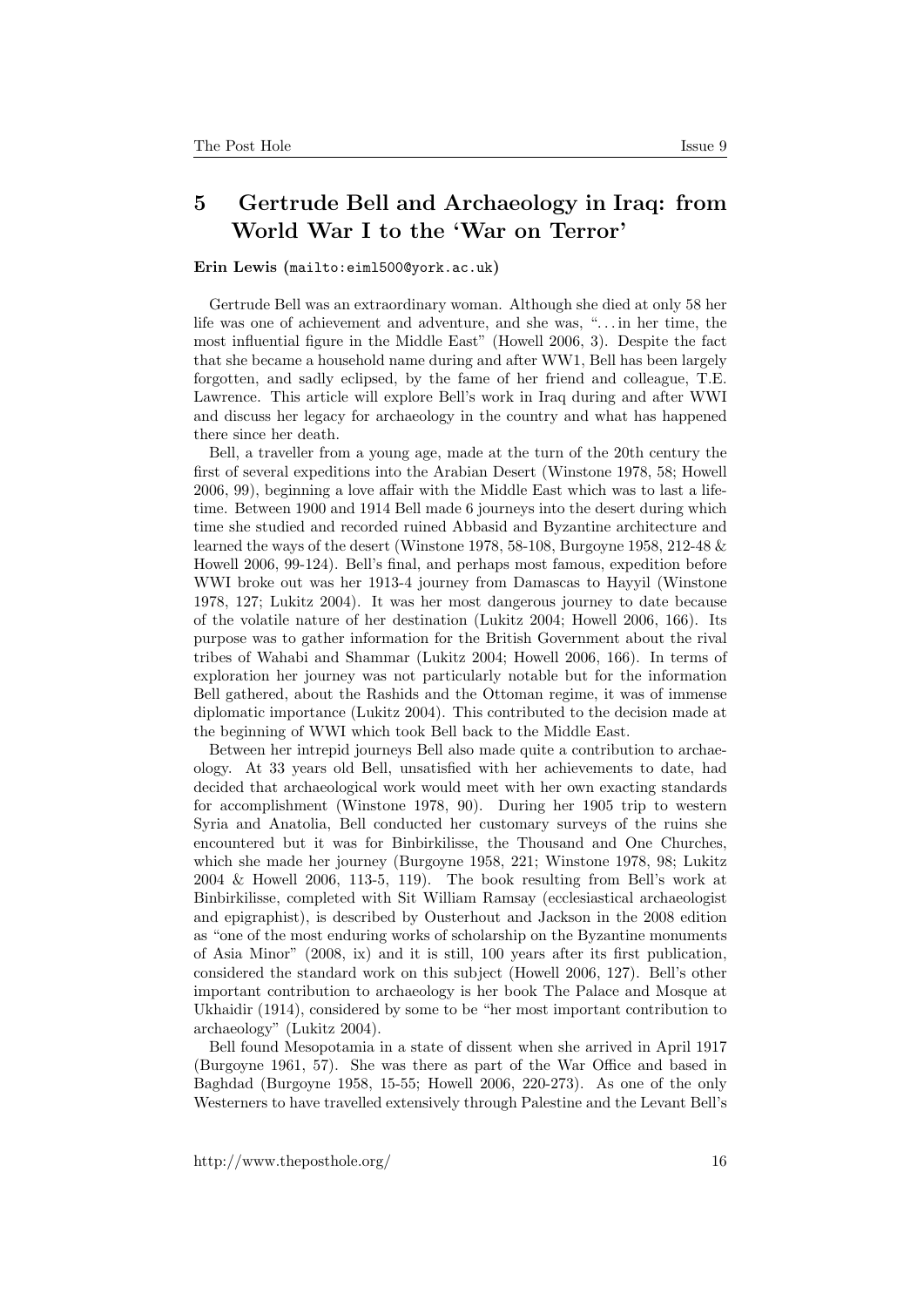## 5 Gertrude Bell and Archaeology in Iraq: from World War I to the 'War on Terror'

**Erin Lewis** (mailto:eiml500@york.ac.uk)

Gertrude Bell was an extraordinary woman. Although she died at only 58 her life was one of achievement and adventure, and she was, "... in her time, the most influential figure in the Middle East" (Howell 2006, 3). Despite the fact that she became a household name during and after WW1, Bell has been largely forgotten, and sadly eclipsed, by the fame of her friend and colleague, T.E. Lawrence. This article will explore Bell's work in Iraq during and after WWI and discuss her legacy for archaeology in the country and what has happened there since her death.

Bell, a traveller from a young age, made at the turn of the 20th century the first of several expeditions into the Arabian Desert (Winstone 1978, 58; Howell 2006, 99), beginning a love affair with the Middle East which was to last a lifetime. Between 1900 and 1914 Bell made 6 journeys into the desert during which time she studied and recorded ruined Abbasid and Byzantine architecture and learned the ways of the desert (Winstone 1978, 58-108, Burgoyne 1958, 212-48 & Howell 2006, 99-124). Bell's final, and perhaps most famous, expedition before WWI broke out was her 1913-4 journey from Damascas to Hayyil (Winstone 1978, 127; Lukitz 2004). It was her most dangerous journey to date because of the volatile nature of her destination (Lukitz 2004; Howell 2006, 166). Its purpose was to gather information for the British Government about the rival tribes of Wahabi and Shammar (Lukitz 2004; Howell 2006, 166). In terms of exploration her journey was not particularly notable but for the information Bell gathered, about the Rashids and the Ottoman regime, it was of immense diplomatic importance (Lukitz 2004). This contributed to the decision made at the beginning of WWI which took Bell back to the Middle East.

Between her intrepid journeys Bell also made quite a contribution to archaeology. At 33 years old Bell, unsatisfied with her achievements to date, had decided that archaeological work would meet with her own exacting standards for accomplishment (Winstone 1978, 90). During her 1905 trip to western Syria and Anatolia, Bell conducted her customary surveys of the ruins she encountered but it was for Binbirkilisse, the Thousand and One Churches, which she made her journey (Burgoyne 1958, 221; Winstone 1978, 98; Lukitz 2004 & Howell 2006, 113-5, 119). The book resulting from Bell's work at Binbirkilisse, completed with Sit William Ramsay (ecclesiastical archaeologist and epigraphist), is described by Ousterhout and Jackson in the 2008 edition as "one of the most enduring works of scholarship on the Byzantine monuments of Asia Minor" (2008, ix) and it is still, 100 years after its first publication, considered the standard work on this subject (Howell 2006, 127). Bell's other important contribution to archaeology is her book The Palace and Mosque at Ukhaidir (1914), considered by some to be "her most important contribution to archaeology" (Lukitz 2004).

Bell found Mesopotamia in a state of dissent when she arrived in April 1917 (Burgoyne 1961, 57). She was there as part of the War Office and based in Baghdad (Burgoyne 1958, 15-55; Howell 2006, 220-273). As one of the only Westerners to have travelled extensively through Palestine and the Levant Bell's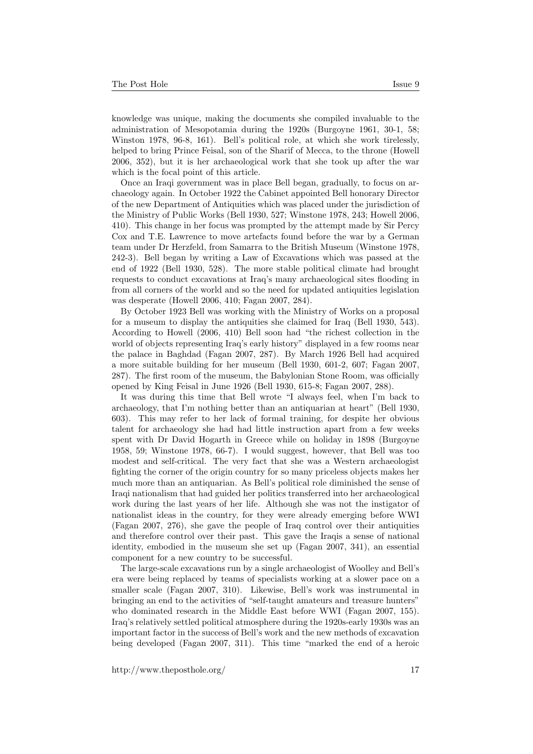knowledge was unique, making the documents she compiled invaluable to the administration of Mesopotamia during the 1920s (Burgoyne 1961, 30-1, 58; Winston 1978, 96-8, 161). Bell's political role, at which she work tirelessly, helped to bring Prince Feisal, son of the Sharif of Mecca, to the throne (Howell 2006, 352), but it is her archaeological work that she took up after the war which is the focal point of this article.

Once an Iraqi government was in place Bell began, gradually, to focus on archaeology again. In October 1922 the Cabinet appointed Bell honorary Director of the new Department of Antiquities which was placed under the jurisdiction of the Ministry of Public Works (Bell 1930, 527; Winstone 1978, 243; Howell 2006, 410). This change in her focus was prompted by the attempt made by Sir Percy Cox and T.E. Lawrence to move artefacts found before the war by a German team under Dr Herzfeld, from Samarra to the British Museum (Winstone 1978, 242-3). Bell began by writing a Law of Excavations which was passed at the end of 1922 (Bell 1930, 528). The more stable political climate had brought requests to conduct excavations at Iraq's many archaeological sites flooding in from all corners of the world and so the need for updated antiquities legislation was desperate (Howell 2006, 410; Fagan 2007, 284).

By October 1923 Bell was working with the Ministry of Works on a proposal for a museum to display the antiquities she claimed for Iraq (Bell 1930, 543). According to Howell (2006, 410) Bell soon had "the richest collection in the world of objects representing Iraq's early history" displayed in a few rooms near the palace in Baghdad (Fagan 2007, 287). By March 1926 Bell had acquired a more suitable building for her museum (Bell 1930, 601-2, 607; Fagan 2007, 287). The first room of the museum, the Babylonian Stone Room, was officially opened by King Feisal in June 1926 (Bell 1930, 615-8; Fagan 2007, 288).

It was during this time that Bell wrote "I always feel, when I'm back to archaeology, that I'm nothing better than an antiquarian at heart" (Bell 1930, 603). This may refer to her lack of formal training, for despite her obvious talent for archaeology she had had little instruction apart from a few weeks spent with Dr David Hogarth in Greece while on holiday in 1898 (Burgoyne 1958, 59; Winstone 1978, 66-7). I would suggest, however, that Bell was too modest and self-critical. The very fact that she was a Western archaeologist fighting the corner of the origin country for so many priceless objects makes her much more than an antiquarian. As Bell's political role diminished the sense of Iraqi nationalism that had guided her politics transferred into her archaeological work during the last years of her life. Although she was not the instigator of nationalist ideas in the country, for they were already emerging before WWI (Fagan 2007, 276), she gave the people of Iraq control over their antiquities and therefore control over their past. This gave the Iraqis a sense of national identity, embodied in the museum she set up (Fagan 2007, 341), an essential component for a new country to be successful.

The large-scale excavations run by a single archaeologist of Woolley and Bell's era were being replaced by teams of specialists working at a slower pace on a smaller scale (Fagan 2007, 310). Likewise, Bell's work was instrumental in bringing an end to the activities of "self-taught amateurs and treasure hunters" who dominated research in the Middle East before WWI (Fagan 2007, 155). Iraq's relatively settled political atmosphere during the 1920s-early 1930s was an important factor in the success of Bell's work and the new methods of excavation being developed (Fagan 2007, 311). This time "marked the end of a heroic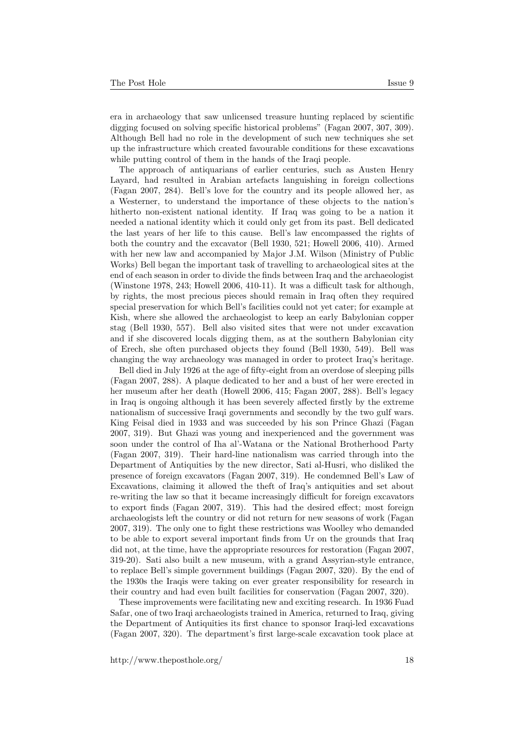era in archaeology that saw unlicensed treasure hunting replaced by scientific digging focused on solving specific historical problems" (Fagan 2007, 307, 309). Although Bell had no role in the development of such new techniques she set up the infrastructure which created favourable conditions for these excavations while putting control of them in the hands of the Iraqi people.

The approach of antiquarians of earlier centuries, such as Austen Henry Layard, had resulted in Arabian artefacts languishing in foreign collections (Fagan 2007, 284). Bell's love for the country and its people allowed her, as a Westerner, to understand the importance of these objects to the nation's hitherto non-existent national identity. If Iraq was going to be a nation it needed a national identity which it could only get from its past. Bell dedicated the last years of her life to this cause. Bell's law encompassed the rights of both the country and the excavator (Bell 1930, 521; Howell 2006, 410). Armed with her new law and accompanied by Major J.M. Wilson (Ministry of Public Works) Bell began the important task of travelling to archaeological sites at the end of each season in order to divide the finds between Iraq and the archaeologist (Winstone 1978, 243; Howell 2006, 410-11). It was a difficult task for although, by rights, the most precious pieces should remain in Iraq often they required special preservation for which Bell's facilities could not yet cater; for example at Kish, where she allowed the archaeologist to keep an early Babylonian copper stag (Bell 1930, 557). Bell also visited sites that were not under excavation and if she discovered locals digging them, as at the southern Babylonian city of Erech, she often purchased objects they found (Bell 1930, 549). Bell was changing the way archaeology was managed in order to protect Iraq's heritage.

Bell died in July 1926 at the age of fifty-eight from an overdose of sleeping pills (Fagan 2007, 288). A plaque dedicated to her and a bust of her were erected in her museum after her death (Howell 2006, 415; Fagan 2007, 288). Bell's legacy in Iraq is ongoing although it has been severely affected firstly by the extreme nationalism of successive Iraqi governments and secondly by the two gulf wars. King Feisal died in 1933 and was succeeded by his son Prince Ghazi (Fagan 2007, 319). But Ghazi was young and inexperienced and the government was soon under the control of Iha al'-Watana or the National Brotherhood Party (Fagan 2007, 319). Their hard-line nationalism was carried through into the Department of Antiquities by the new director, Sati al-Husri, who disliked the presence of foreign excavators (Fagan 2007, 319). He condemned Bell's Law of Excavations, claiming it allowed the theft of Iraq's antiquities and set about re-writing the law so that it became increasingly difficult for foreign excavators to export finds (Fagan 2007, 319). This had the desired effect; most foreign archaeologists left the country or did not return for new seasons of work (Fagan 2007, 319). The only one to fight these restrictions was Woolley who demanded to be able to export several important finds from Ur on the grounds that Iraq did not, at the time, have the appropriate resources for restoration (Fagan 2007, 319-20). Sati also built a new museum, with a grand Assyrian-style entrance, to replace Bell's simple government buildings (Fagan 2007, 320). By the end of the 1930s the Iraqis were taking on ever greater responsibility for research in their country and had even built facilities for conservation (Fagan 2007, 320).

These improvements were facilitating new and exciting research. In 1936 Fuad Safar, one of two Iraqi archaeologists trained in America, returned to Iraq, giving the Department of Antiquities its first chance to sponsor Iraqi-led excavations (Fagan 2007, 320). The department's first large-scale excavation took place at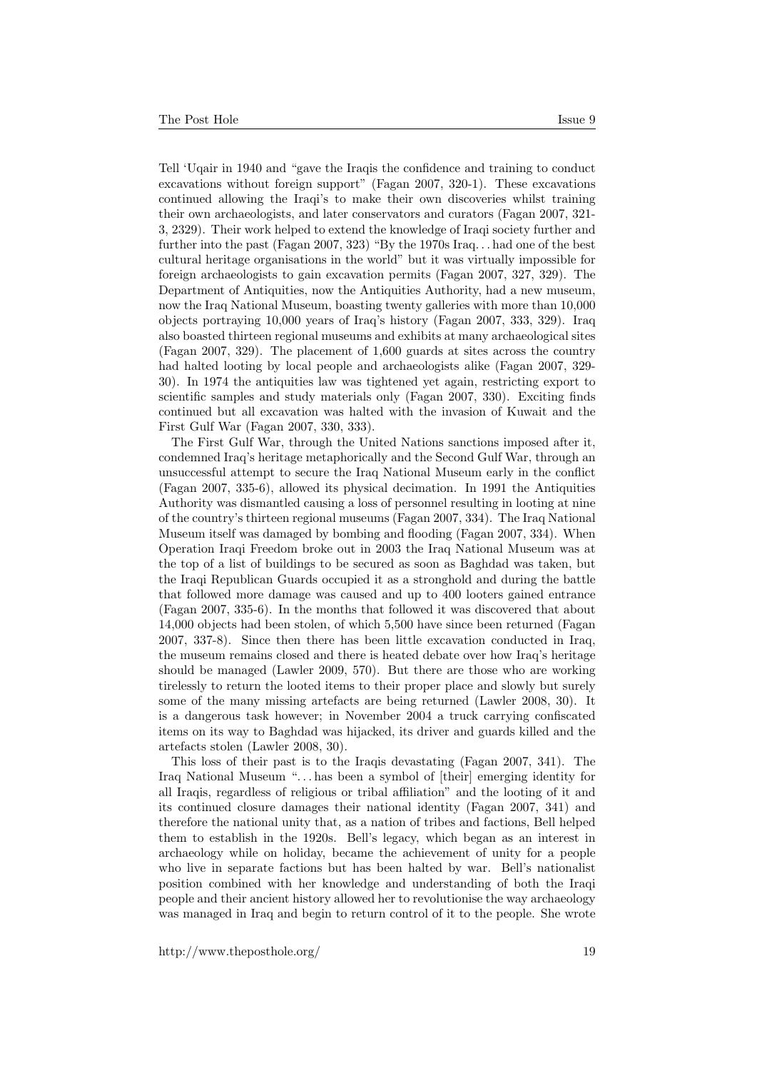Tell 'Uqair in 1940 and "gave the Iraqis the confidence and training to conduct excavations without foreign support" (Fagan 2007, 320-1). These excavations continued allowing the Iraqi's to make their own discoveries whilst training their own archaeologists, and later conservators and curators (Fagan 2007, 321-3, 2329). Their work helped to extend the knowledge of Iraqi society further and further into the past (Fagan 2007, 323) "By the 1970s Iraq. . . had one of the best cultural heritage organisations in the world" but it was virtually impossible for foreign archaeologists to gain excavation permits (Fagan 2007, 327, 329). The Department of Antiquities, now the Antiquities Authority, had a new museum, now the Iraq National Museum, boasting twenty galleries with more than 10,000 objects portraying 10,000 years of Iraq's history (Fagan 2007, 333, 329). Iraq also boasted thirteen regional museums and exhibits at many archaeological sites (Fagan 2007, 329). The placement of 1,600 guards at sites across the country had halted looting by local people and archaeologists alike (Fagan 2007, 329-30). In 1974 the antiquities law was tightened yet again, restricting export to scientific samples and study materials only (Fagan 2007, 330). Exciting finds continued but all excavation was halted with the invasion of Kuwait and the First Gulf War (Fagan 2007, 330, 333).

The First Gulf War, through the United Nations sanctions imposed after it, condemned Iraq's heritage metaphorically and the Second Gulf War, through an unsuccessful attempt to secure the Iraq National Museum early in the conflict (Fagan 2007, 335-6), allowed its physical decimation. In 1991 the Antiquities Authority was dismantled causing a loss of personnel resulting in looting at nine of the country's thirteen regional museums (Fagan 2007, 334). The Iraq National Museum itself was damaged by bombing and flooding (Fagan 2007, 334). When Operation Iraqi Freedom broke out in 2003 the Iraq National Museum was at the top of a list of buildings to be secured as soon as Baghdad was taken, but the Iraqi Republican Guards occupied it as a stronghold and during the battle that followed more damage was caused and up to 400 looters gained entrance (Fagan 2007, 335-6). In the months that followed it was discovered that about 14,000 objects had been stolen, of which 5,500 have since been returned (Fagan 2007, 337-8). Since then there has been little excavation conducted in Iraq, the museum remains closed and there is heated debate over how Iraq's heritage should be managed (Lawler 2009, 570). But there are those who are working tirelessly to return the looted items to their proper place and slowly but surely some of the many missing artefacts are being returned (Lawler 2008, 30). It is a dangerous task however; in November 2004 a truck carrying confiscated items on its way to Baghdad was hijacked, its driver and guards killed and the artefacts stolen (Lawler 2008, 30).

This loss of their past is to the Iraqis devastating (Fagan 2007, 341). The Iraq National Museum ". . . has been a symbol of [their] emerging identity for all Iraqis, regardless of religious or tribal affiliation" and the looting of it and its continued closure damages their national identity (Fagan 2007, 341) and therefore the national unity that, as a nation of tribes and factions, Bell helped them to establish in the 1920s. Bell's legacy, which began as an interest in archaeology while on holiday, became the achievement of unity for a people who live in separate factions but has been halted by war. Bell's nationalist position combined with her knowledge and understanding of both the Iraqi people and their ancient history allowed her to revolutionise the way archaeology was managed in Iraq and begin to return control of it to the people. She wrote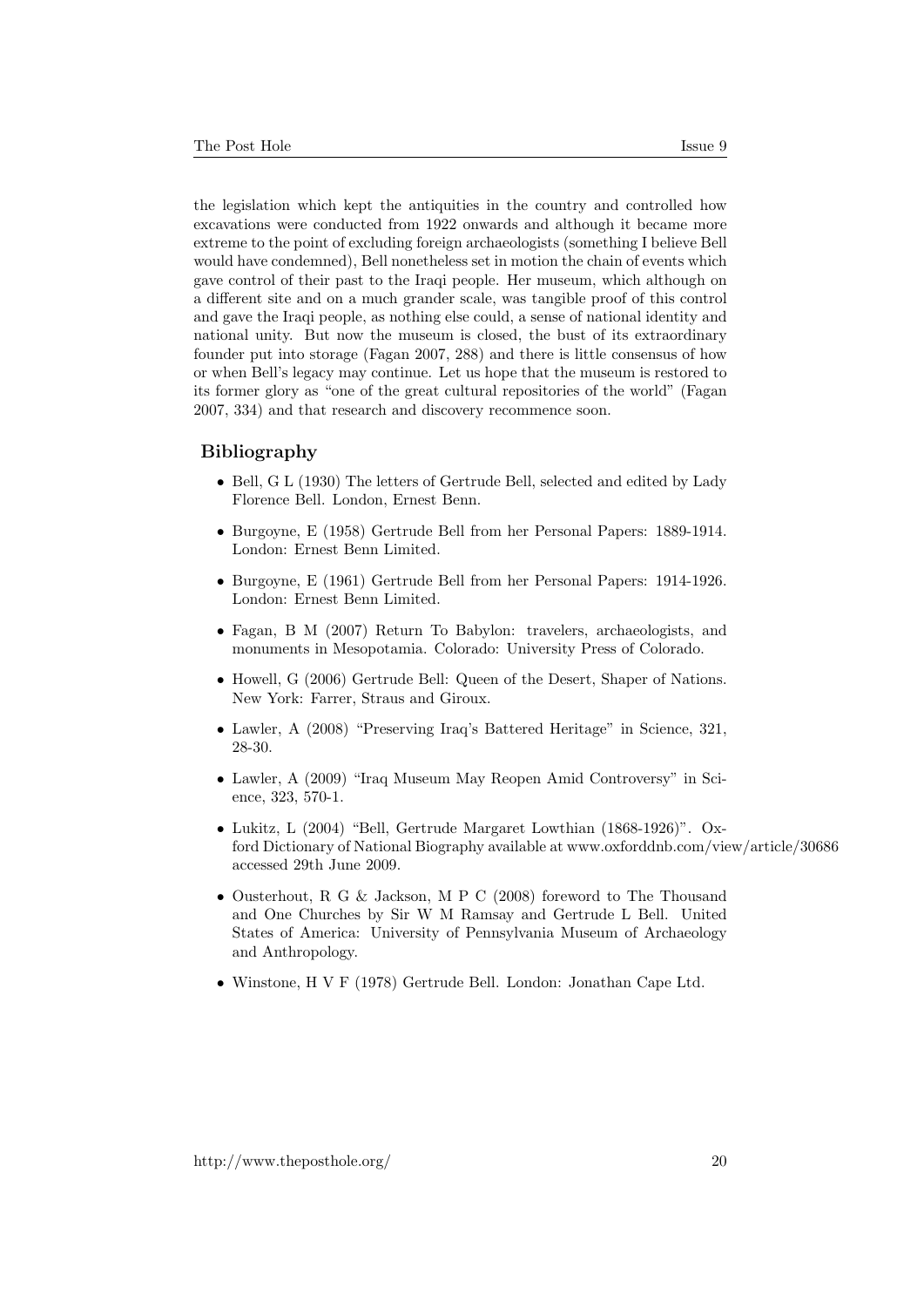the legislation which kept the antiquities in the country and controlled how excavations were conducted from 1922 onwards and although it became more extreme to the point of excluding foreign archaeologists (something I believe Bell would have condemned), Bell nonetheless set in motion the chain of events which gave control of their past to the Iraqi people. Her museum, which although on a different site and on a much grander scale, was tangible proof of this control and gave the Iraqi people, as nothing else could, a sense of national identity and national unity. But now the museum is closed, the bust of its extraordinary founder put into storage (Fagan 2007, 288) and there is little consensus of how or when Bell's legacy may continue. Let us hope that the museum is restored to its former glory as "one of the great cultural repositories of the world" (Fagan 2007, 334) and that research and discovery recommence soon.

## Bibliography

- Bell, G L (1930) The letters of Gertrude Bell, selected and edited by Lady Florence Bell. London, Ernest Benn.
- Burgoyne, E (1958) Gertrude Bell from her Personal Papers: 1889-1914. London: Ernest Benn Limited.
- Burgoyne, E (1961) Gertrude Bell from her Personal Papers: 1914-1926. London: Ernest Benn Limited.
- Fagan, B M (2007) Return To Babylon: travelers, archaeologists, and monuments in Mesopotamia. Colorado: University Press of Colorado.
- Howell, G (2006) Gertrude Bell: Queen of the Desert, Shaper of Nations. New York: Farrer, Straus and Giroux.
- Lawler, A (2008) "Preserving Iraq's Battered Heritage" in Science, 321, 28-30.
- Lawler, A (2009) "Iraq Museum May Reopen Amid Controversy" in Science, 323, 570-1.
- Lukitz, L (2004) "Bell, Gertrude Margaret Lowthian (1868-1926)". Oxford Dictionary of National Biography available at www.oxforddnb.com/view/article/30686 accessed 29th June 2009.
- Ousterhout, R G & Jackson, M P C (2008) foreword to The Thousand and One Churches by Sir W M Ramsay and Gertrude L Bell. United States of America: University of Pennsylvania Museum of Archaeology and Anthropology.
- Winstone, H V F (1978) Gertrude Bell. London: Jonathan Cape Ltd.